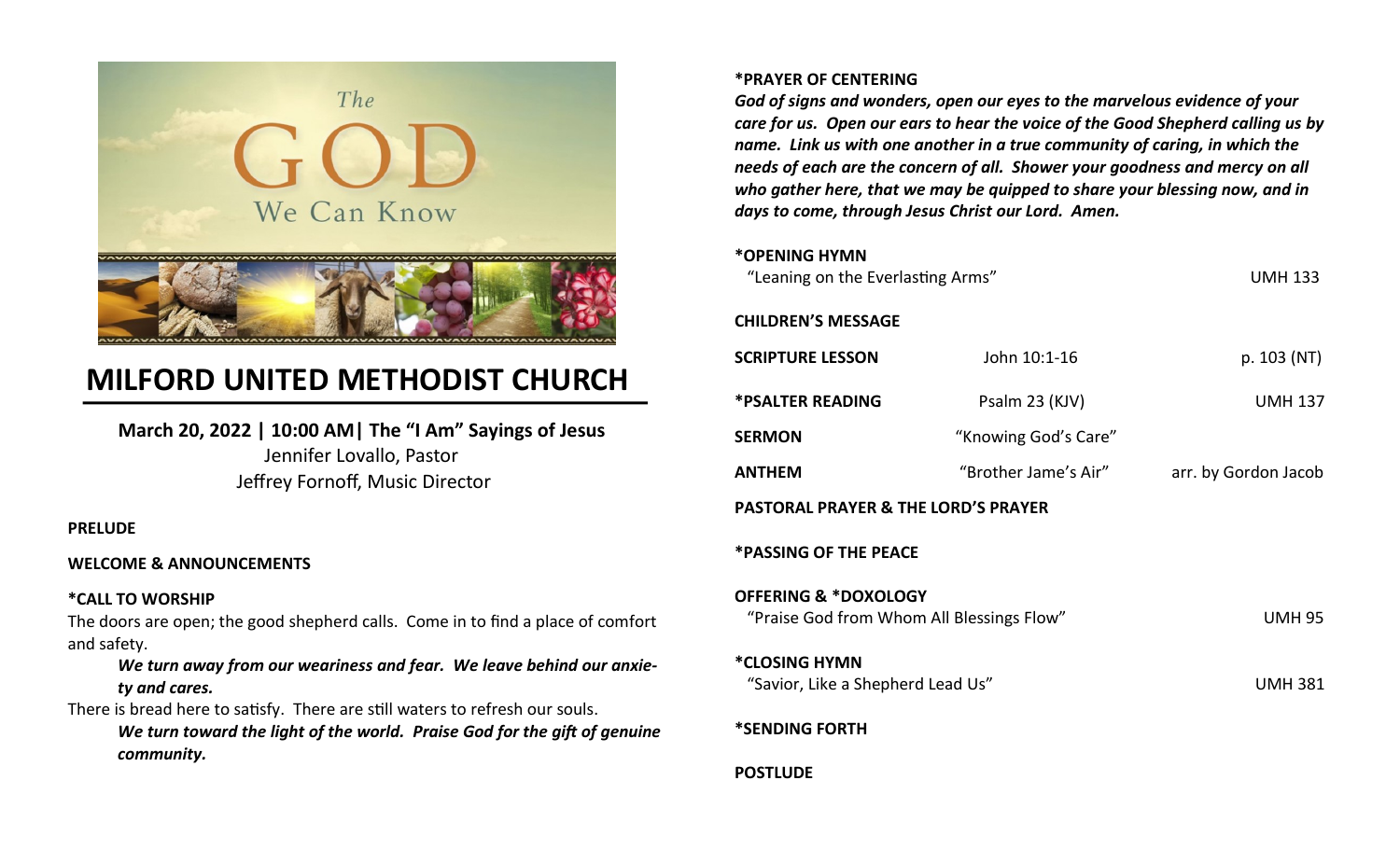The GOD We Can Know

# MILFORD UNITED METHODIST CHURCH

**March 20, 2022 | 10:00 AM| The "I Am" Sayings of Jesus**
Jennifer Lovallo, Pastor
Jeffrey Fornoff, Music Director

**PRELUDE**

**WELCOME & ANNOUNCEMENTS**

**\*CALL TO WORSHIP**
The doors are open; the good shepherd calls. Come in to find a place of comfort and safety.

> ***We turn away from our weariness and fear. We leave behind our anxiety and cares.***

There is bread here to satisfy. There are still waters to refresh our souls.

> ***We turn toward the light of the world. Praise God for the gift of genuine community.***

**\*PRAYER OF CENTERING**
***God of signs and wonders, open our eyes to the marvelous evidence of your care for us. Open our ears to hear the voice of the Good Shepherd calling us by name. Link us with one another in a true community of caring, in which the needs of each are the concern of all. Shower your goodness and mercy on all who gather here, that we may be quipped to share your blessing now, and in days to come, through Jesus Christ our Lord. Amen.***

**\*OPENING HYMN**
"Leaning on the Everlasting Arms" — UMH 133

**CHILDREN'S MESSAGE**

**SCRIPTURE LESSON** — John 10:1-16 — p. 103 (NT)

**\*PSALTER READING** — Psalm 23 (KJV) — UMH 137

**SERMON** — "Knowing God's Care"

**ANTHEM** — "Brother Jame's Air" — arr. by Gordon Jacob

**PASTORAL PRAYER & THE LORD'S PRAYER**

**\*PASSING OF THE PEACE**

**OFFERING & \*DOXOLOGY**
"Praise God from Whom All Blessings Flow" — UMH 95

**\*CLOSING HYMN**
"Savior, Like a Shepherd Lead Us" — UMH 381

**\*SENDING FORTH**

**POSTLUDE**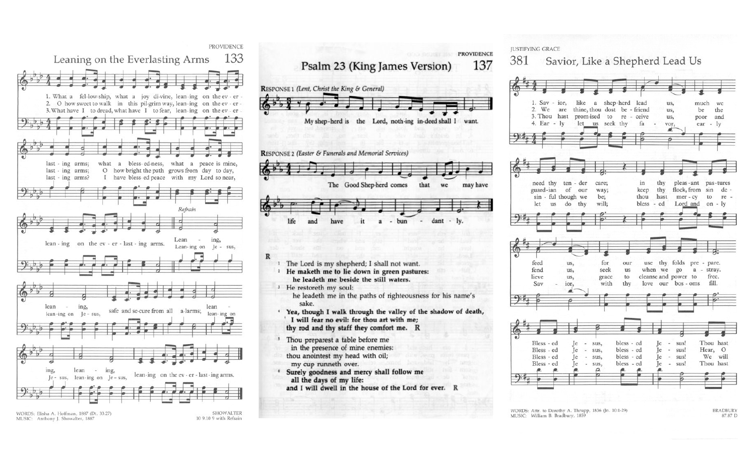PROVIDENCE

# Leaning on the Everlasting Arms

133

1. What a fellowship, what a joy divine, leaning on the everlasting arms; what a blessedness, what a peace is mine, leaning on the everlasting arms.
2. O how sweet to walk in this pilgrim way, leaning on the everlasting arms; O how bright the path grows from day to day, leaning on the everlasting arms.
3. What have I to dread, what have I to fear, leaning on the everlasting arms? I have blessed peace with my Lord so near, leaning on the everlasting arms.

*Refrain*

Leaning, (leaning on Jesus,) leaning, (leaning on Jesus,) safe and secure from all alarms; leaning, (leaning on Jesus,) leaning, (leaning on Jesus,) leaning on the everlasting arms.

WORDS: Elisha A. Hoffman, 1887 (Dt. 33:27)
MUSIC: Anthony J. Showalter, 1887

SHOWALTER
10 9.10 9 with Refrain

PROVIDENCE

# Psalm 23 (King James Version)

137

**RESPONSE 1** *(Lent, Christ the King & General)*

My shepherd is the Lord, nothing indeed shall I want.

**RESPONSE 2** *(Easter & Funerals and Memorial Services)*

The Good Shepherd comes that we may have life and have it abundantly.

**R**

1 The Lord is my shepherd; I shall not want.
2 **He maketh me to lie down in green pastures:**
**he leadeth me beside the still waters.**
3 He restoreth my soul:
he leadeth me in the paths of righteousness for his name's sake.
4 **Yea, though I walk through the valley of the shadow of death,**
**I will fear no evil: for thou art with me;**
**thy rod and thy staff they comfort me.** R
5 Thou preparest a table before me
in the presence of mine enemies:
thou anointest my head with oil;
my cup runneth over.
6 **Surely goodness and mercy shall follow me**
**all the days of my life:**
**and I will dwell in the house of the Lord for ever.** R

JUSTIFYING GRACE

# Savior, Like a Shepherd Lead Us

381

1. Savior, like a shepherd lead us, much we need thy tender care; in thy pleasant pastures feed us, for our use thy folds prepare. Blessed Jesus, blessed Jesus! Thou hast
2. We are thine, thou dost befriend us, be the guardian of our way; keep thy flock, from sin defend us, seek us when we go astray. Blessed Jesus, blessed Jesus! Hear, O
3. Thou hast promised to receive us, poor and sinful though we be; thou hast mercy to relieve us, grace to cleanse and power to free. Blessed Jesus, blessed Jesus! We will
4. Early let us seek thy favor, early let us do thy will; blessed Lord and only Savior, with thy love our bosoms fill. Blessed Jesus, blessed Jesus! Thou hast

WORDS: Attr. to Dorothy A. Thrupp, 1836 (Jn. 10:1-29)
MUSIC: William B. Bradbury, 1859

BRADBURY
87.87 D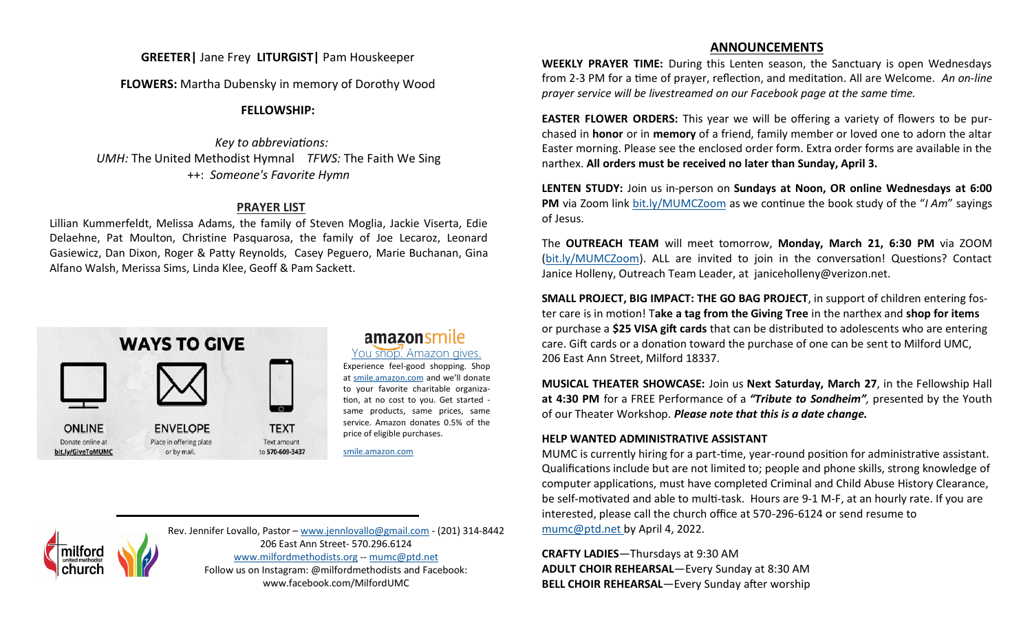**GREETER|** Jane Frey **LITURGIST|** Pam Houskeeper

**FLOWERS:** Martha Dubensky in memory of Dorothy Wood

**FELLOWSHIP:**

*Key to abbreviations:*
*UMH:* The United Methodist Hymnal *TFWS:* The Faith We Sing
++: *Someone's Favorite Hymn*

## PRAYER LIST

Lillian Kummerfeldt, Melissa Adams, the family of Steven Moglia, Jackie Viserta, Edie Delaehne, Pat Moulton, Christine Pasquarosa, the family of Joe Lecaroz, Leonard Gasiewicz, Dan Dixon, Roger & Patty Reynolds, Casey Peguero, Marie Buchanan, Gina Alfano Walsh, Merissa Sims, Linda Klee, Geoff & Pam Sackett.

**WAYS TO GIVE**

**ONLINE** — Donate online at bit.ly/GiveToMUMC

**ENVELOPE** — Place in offering plate or by mail.

**TEXT** — Text amount to 570-609-3437

**amazonsmile**
You shop. Amazon gives.
Experience feel-good shopping. Shop at smile.amazon.com and we'll donate to your favorite charitable organization, at no cost to you. Get started - same products, same prices, same service. Amazon donates 0.5% of the price of eligible purchases.

smile.amazon.com

Rev. Jennifer Lovallo, Pastor – www.jennlovallo@gmail.com - (201) 314-8442
206 East Ann Street- 570.296.6124
www.milfordmethodists.org -- mumc@ptd.net
Follow us on Instagram: @milfordmethodists and Facebook:
www.facebook.com/MilfordUMC

## ANNOUNCEMENTS

**WEEKLY PRAYER TIME:** During this Lenten season, the Sanctuary is open Wednesdays from 2-3 PM for a time of prayer, reflection, and meditation. All are Welcome. *An on-line prayer service will be livestreamed on our Facebook page at the same time.*

**EASTER FLOWER ORDERS:** This year we will be offering a variety of flowers to be purchased in **honor** or in **memory** of a friend, family member or loved one to adorn the altar Easter morning. Please see the enclosed order form. Extra order forms are available in the narthex. **All orders must be received no later than Sunday, April 3.**

**LENTEN STUDY:** Join us in-person on **Sundays at Noon, OR online Wednesdays at 6:00 PM** via Zoom link bit.ly/MUMCZoom as we continue the book study of the "*I Am*" sayings of Jesus.

The **OUTREACH TEAM** will meet tomorrow, **Monday, March 21, 6:30 PM** via ZOOM (bit.ly/MUMCZoom). ALL are invited to join in the conversation! Questions? Contact Janice Holleny, Outreach Team Leader, at janiceholleny@verizon.net.

**SMALL PROJECT, BIG IMPACT: THE GO BAG PROJECT**, in support of children entering foster care is in motion! T**ake a tag from the Giving Tree** in the narthex and **shop for items** or purchase a **$25 VISA gift cards** that can be distributed to adolescents who are entering care. Gift cards or a donation toward the purchase of one can be sent to Milford UMC, 206 East Ann Street, Milford 18337.

**MUSICAL THEATER SHOWCASE:** Join us **Next Saturday, March 27**, in the Fellowship Hall **at 4:30 PM** for a FREE Performance of a ***"Tribute to Sondheim",*** presented by the Youth of our Theater Workshop. ***Please note that this is a date change.***

**HELP WANTED ADMINISTRATIVE ASSISTANT**
MUMC is currently hiring for a part-time, year-round position for administrative assistant. Qualifications include but are not limited to; people and phone skills, strong knowledge of computer applications, must have completed Criminal and Child Abuse History Clearance, be self-motivated and able to multi-task. Hours are 9-1 M-F, at an hourly rate. If you are interested, please call the church office at 570-296-6124 or send resume to mumc@ptd.net by April 4, 2022.

**CRAFTY LADIES**—Thursdays at 9:30 AM
**ADULT CHOIR REHEARSAL**—Every Sunday at 8:30 AM
**BELL CHOIR REHEARSAL**—Every Sunday after worship